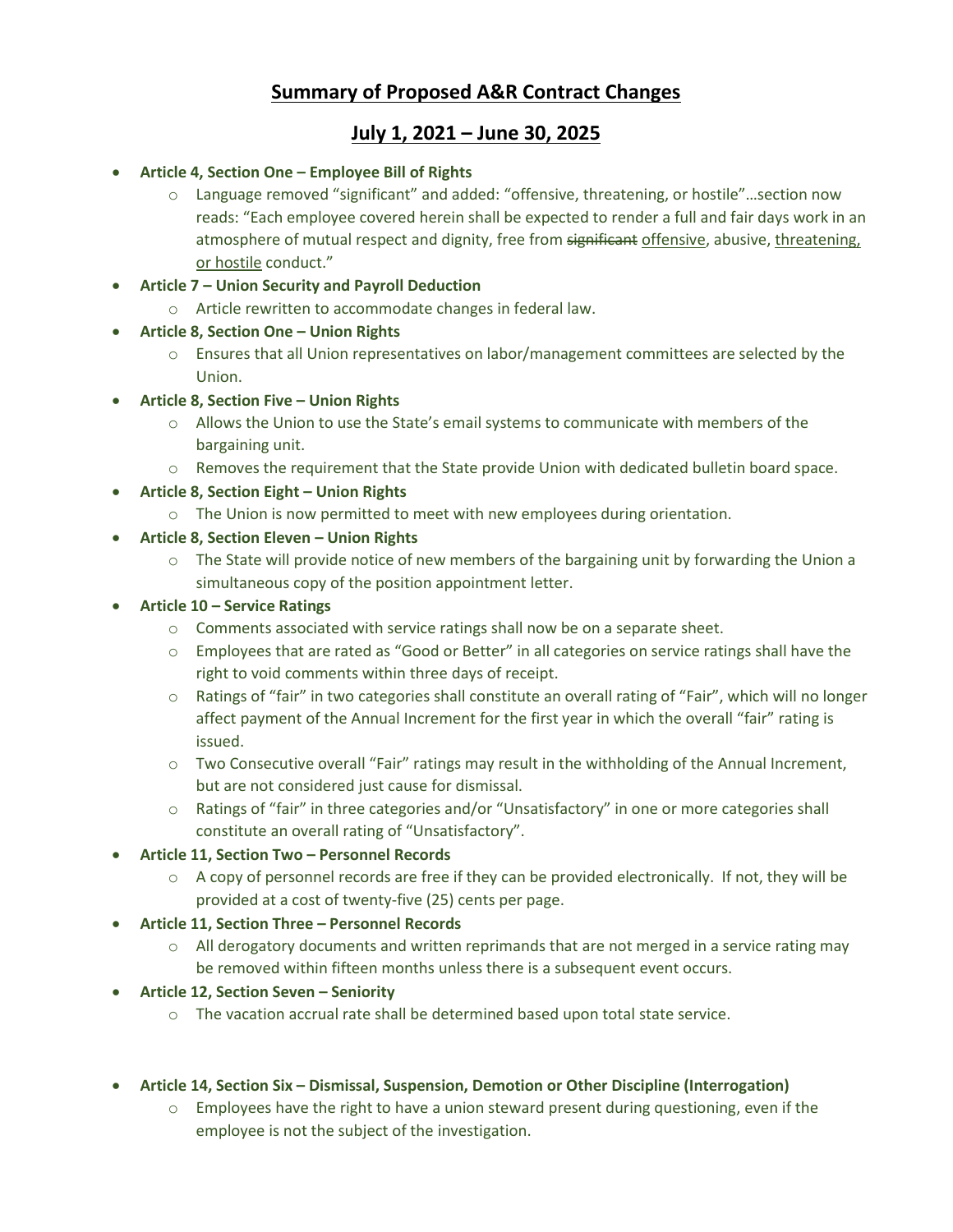# Summary of Proposed A&R Contract Changes

## July 1, 2021 – June 30, 2025

- **Article 4, Section One – Employee Bill of Rights**
  - Language removed "significant" and added: "offensive, threatening, or hostile"…section now reads: "Each employee covered herein shall be expected to render a full and fair days work in an atmosphere of mutual respect and dignity, free from ~~significant~~ <u>offensive</u>, abusive, <u>threatening, or hostile</u> conduct."
- **Article 7 – Union Security and Payroll Deduction**
  - Article rewritten to accommodate changes in federal law.
- **Article 8, Section One – Union Rights**
  - Ensures that all Union representatives on labor/management committees are selected by the Union.
- **Article 8, Section Five – Union Rights**
  - Allows the Union to use the State's email systems to communicate with members of the bargaining unit.
  - Removes the requirement that the State provide Union with dedicated bulletin board space.
- **Article 8, Section Eight – Union Rights**
  - The Union is now permitted to meet with new employees during orientation.
- **Article 8, Section Eleven – Union Rights**
  - The State will provide notice of new members of the bargaining unit by forwarding the Union a simultaneous copy of the position appointment letter.
- **Article 10 – Service Ratings**
  - Comments associated with service ratings shall now be on a separate sheet.
  - Employees that are rated as "Good or Better" in all categories on service ratings shall have the right to void comments within three days of receipt.
  - Ratings of "fair" in two categories shall constitute an overall rating of "Fair", which will no longer affect payment of the Annual Increment for the first year in which the overall "fair" rating is issued.
  - Two Consecutive overall "Fair" ratings may result in the withholding of the Annual Increment, but are not considered just cause for dismissal.
  - Ratings of "fair" in three categories and/or "Unsatisfactory" in one or more categories shall constitute an overall rating of "Unsatisfactory".
- **Article 11, Section Two – Personnel Records**
  - A copy of personnel records are free if they can be provided electronically. If not, they will be provided at a cost of twenty-five (25) cents per page.
- **Article 11, Section Three – Personnel Records**
  - All derogatory documents and written reprimands that are not merged in a service rating may be removed within fifteen months unless there is a subsequent event occurs.
- **Article 12, Section Seven – Seniority**
  - The vacation accrual rate shall be determined based upon total state service.
- **Article 14, Section Six – Dismissal, Suspension, Demotion or Other Discipline (Interrogation)**
  - Employees have the right to have a union steward present during questioning, even if the employee is not the subject of the investigation.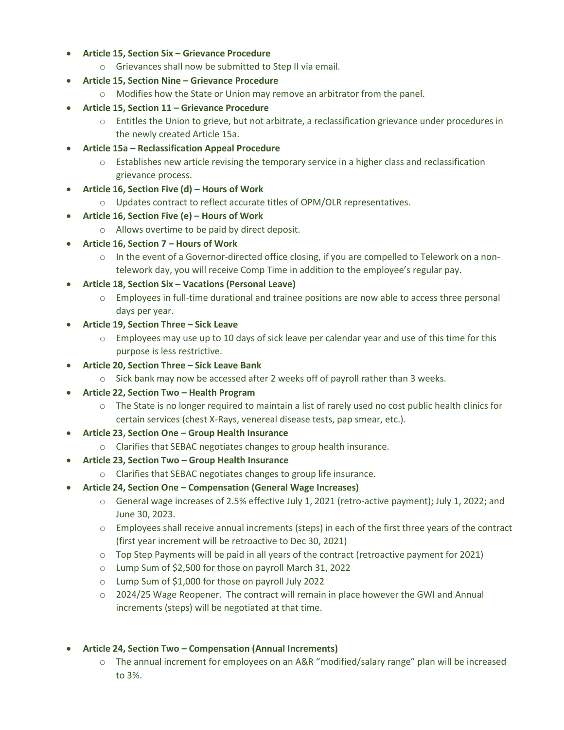- **Article 15, Section Six – Grievance Procedure**
  - Grievances shall now be submitted to Step II via email.
- **Article 15, Section Nine – Grievance Procedure**
  - Modifies how the State or Union may remove an arbitrator from the panel.
- **Article 15, Section 11 – Grievance Procedure**
  - Entitles the Union to grieve, but not arbitrate, a reclassification grievance under procedures in the newly created Article 15a.
- **Article 15a – Reclassification Appeal Procedure**
  - Establishes new article revising the temporary service in a higher class and reclassification grievance process.
- **Article 16, Section Five (d) – Hours of Work**
  - Updates contract to reflect accurate titles of OPM/OLR representatives.
- **Article 16, Section Five (e) – Hours of Work**
  - Allows overtime to be paid by direct deposit.
- **Article 16, Section 7 – Hours of Work**
  - In the event of a Governor-directed office closing, if you are compelled to Telework on a non-telework day, you will receive Comp Time in addition to the employee's regular pay.
- **Article 18, Section Six – Vacations (Personal Leave)**
  - Employees in full-time durational and trainee positions are now able to access three personal days per year.
- **Article 19, Section Three – Sick Leave**
  - Employees may use up to 10 days of sick leave per calendar year and use of this time for this purpose is less restrictive.
- **Article 20, Section Three – Sick Leave Bank**
  - Sick bank may now be accessed after 2 weeks off of payroll rather than 3 weeks.
- **Article 22, Section Two – Health Program**
  - The State is no longer required to maintain a list of rarely used no cost public health clinics for certain services (chest X-Rays, venereal disease tests, pap smear, etc.).
- **Article 23, Section One – Group Health Insurance**
  - Clarifies that SEBAC negotiates changes to group health insurance.
- **Article 23, Section Two – Group Health Insurance**
  - Clarifies that SEBAC negotiates changes to group life insurance.
- **Article 24, Section One – Compensation (General Wage Increases)**
  - General wage increases of 2.5% effective July 1, 2021 (retro-active payment); July 1, 2022; and June 30, 2023.
  - Employees shall receive annual increments (steps) in each of the first three years of the contract (first year increment will be retroactive to Dec 30, 2021)
  - Top Step Payments will be paid in all years of the contract (retroactive payment for 2021)
  - Lump Sum of $2,500 for those on payroll March 31, 2022
  - Lump Sum of $1,000 for those on payroll July 2022
  - 2024/25 Wage Reopener. The contract will remain in place however the GWI and Annual increments (steps) will be negotiated at that time.

- **Article 24, Section Two – Compensation (Annual Increments)**
  - The annual increment for employees on an A&R "modified/salary range" plan will be increased to 3%.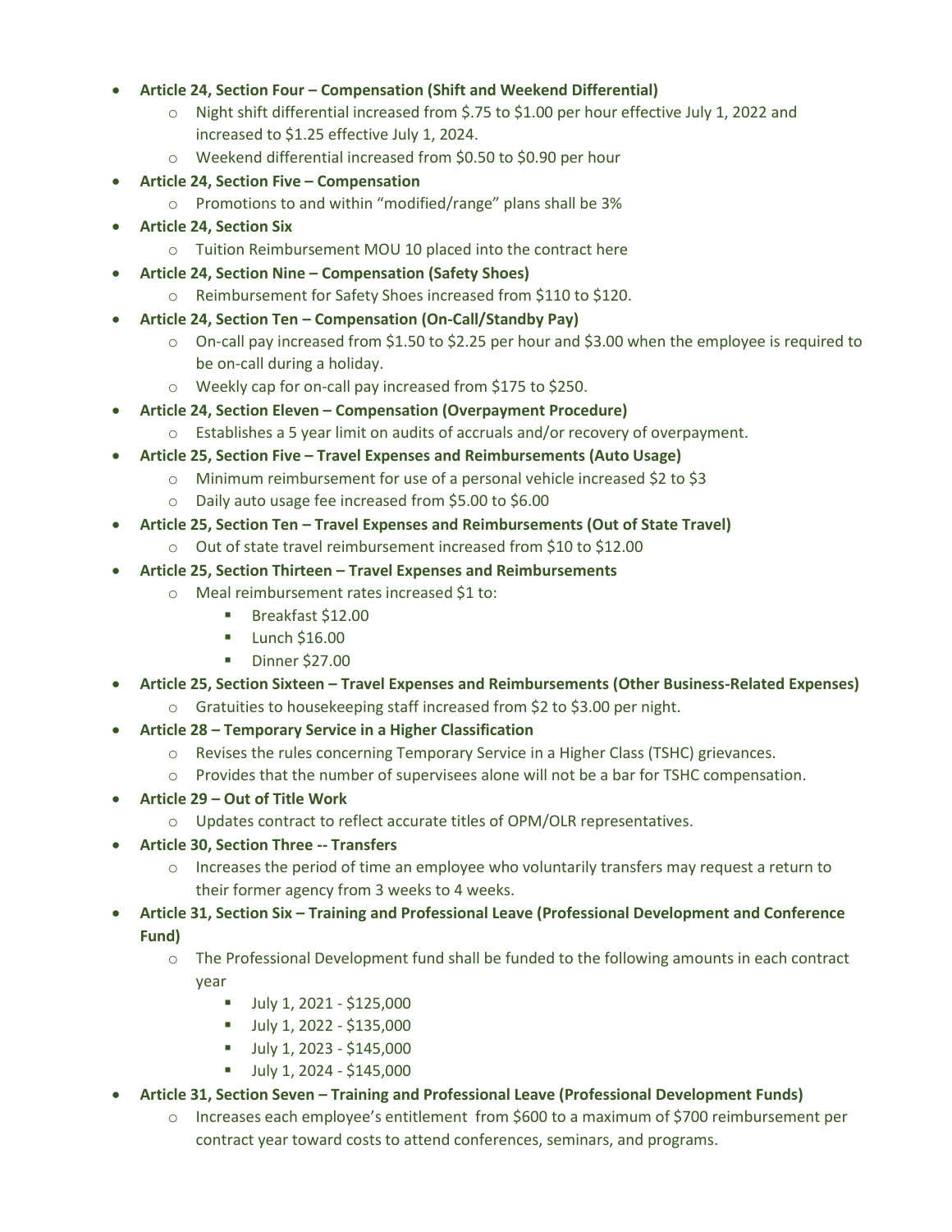- **Article 24, Section Four – Compensation (Shift and Weekend Differential)**
  - Night shift differential increased from $.75 to $1.00 per hour effective July 1, 2022 and increased to $1.25 effective July 1, 2024.
  - Weekend differential increased from $0.50 to $0.90 per hour
- **Article 24, Section Five – Compensation**
  - Promotions to and within "modified/range" plans shall be 3%
- **Article 24, Section Six**
  - Tuition Reimbursement MOU 10 placed into the contract here
- **Article 24, Section Nine – Compensation (Safety Shoes)**
  - Reimbursement for Safety Shoes increased from $110 to $120.
- **Article 24, Section Ten – Compensation (On-Call/Standby Pay)**
  - On-call pay increased from $1.50 to $2.25 per hour and $3.00 when the employee is required to be on-call during a holiday.
  - Weekly cap for on-call pay increased from $175 to $250.
- **Article 24, Section Eleven – Compensation (Overpayment Procedure)**
  - Establishes a 5 year limit on audits of accruals and/or recovery of overpayment.
- **Article 25, Section Five – Travel Expenses and Reimbursements (Auto Usage)**
  - Minimum reimbursement for use of a personal vehicle increased $2 to $3
  - Daily auto usage fee increased from $5.00 to $6.00
- **Article 25, Section Ten – Travel Expenses and Reimbursements (Out of State Travel)**
  - Out of state travel reimbursement increased from $10 to $12.00
- **Article 25, Section Thirteen – Travel Expenses and Reimbursements**
  - Meal reimbursement rates increased $1 to:
    - Breakfast $12.00
    - Lunch $16.00
    - Dinner $27.00
- **Article 25, Section Sixteen – Travel Expenses and Reimbursements (Other Business-Related Expenses)**
  - Gratuities to housekeeping staff increased from $2 to $3.00 per night.
- **Article 28 – Temporary Service in a Higher Classification**
  - Revises the rules concerning Temporary Service in a Higher Class (TSHC) grievances.
  - Provides that the number of supervisees alone will not be a bar for TSHC compensation.
- **Article 29 – Out of Title Work**
  - Updates contract to reflect accurate titles of OPM/OLR representatives.
- **Article 30, Section Three -- Transfers**
  - Increases the period of time an employee who voluntarily transfers may request a return to their former agency from 3 weeks to 4 weeks.
- **Article 31, Section Six – Training and Professional Leave (Professional Development and Conference Fund)**
  - The Professional Development fund shall be funded to the following amounts in each contract year
    - July 1, 2021 - $125,000
    - July 1, 2022 - $135,000
    - July 1, 2023 - $145,000
    - July 1, 2024 - $145,000
- **Article 31, Section Seven – Training and Professional Leave (Professional Development Funds)**
  - Increases each employee's entitlement from $600 to a maximum of $700 reimbursement per contract year toward costs to attend conferences, seminars, and programs.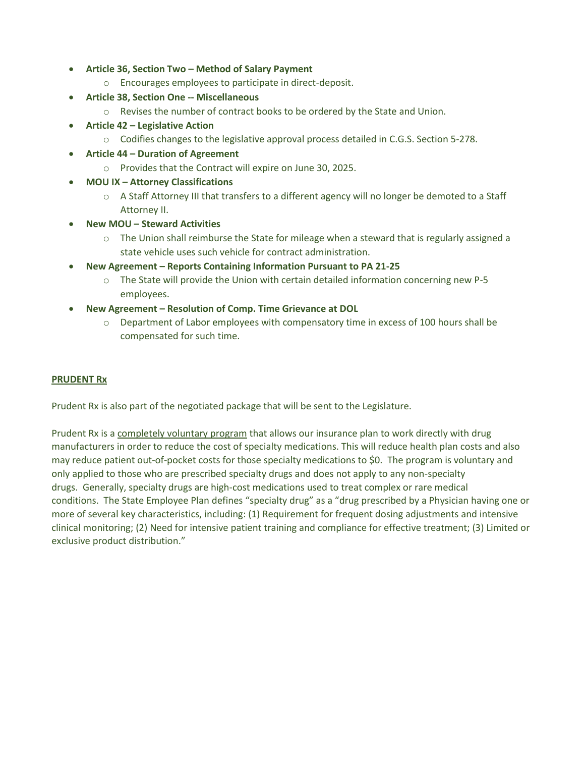- **Article 36, Section Two – Method of Salary Payment**
  - Encourages employees to participate in direct-deposit.
- **Article 38, Section One -- Miscellaneous**
  - Revises the number of contract books to be ordered by the State and Union.
- **Article 42 – Legislative Action**
  - Codifies changes to the legislative approval process detailed in C.G.S. Section 5-278.
- **Article 44 – Duration of Agreement**
  - Provides that the Contract will expire on June 30, 2025.
- **MOU IX – Attorney Classifications**
  - A Staff Attorney III that transfers to a different agency will no longer be demoted to a Staff Attorney II.
- **New MOU – Steward Activities**
  - The Union shall reimburse the State for mileage when a steward that is regularly assigned a state vehicle uses such vehicle for contract administration.
- **New Agreement – Reports Containing Information Pursuant to PA 21-25**
  - The State will provide the Union with certain detailed information concerning new P-5 employees.
- **New Agreement – Resolution of Comp. Time Grievance at DOL**
  - Department of Labor employees with compensatory time in excess of 100 hours shall be compensated for such time.

**PRUDENT Rx**

Prudent Rx is also part of the negotiated package that will be sent to the Legislature.

Prudent Rx is a completely voluntary program that allows our insurance plan to work directly with drug manufacturers in order to reduce the cost of specialty medications. This will reduce health plan costs and also may reduce patient out-of-pocket costs for those specialty medications to $0. The program is voluntary and only applied to those who are prescribed specialty drugs and does not apply to any non-specialty drugs. Generally, specialty drugs are high-cost medications used to treat complex or rare medical conditions. The State Employee Plan defines "specialty drug" as a "drug prescribed by a Physician having one or more of several key characteristics, including: (1) Requirement for frequent dosing adjustments and intensive clinical monitoring; (2) Need for intensive patient training and compliance for effective treatment; (3) Limited or exclusive product distribution."